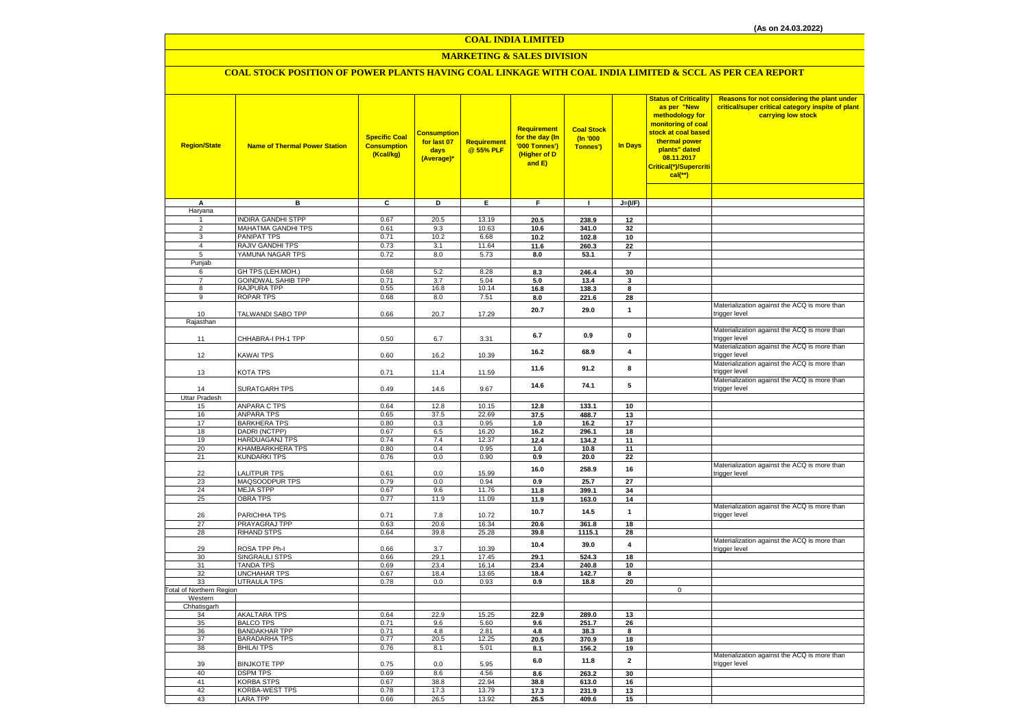(As on 24.03.2022)

# COAL INDIA LIMITED

## MARKETING & SALES DIVISION

### COAL STOCK POSITION OF POWER PLANTS HAVING COAL LINKAGE WITH COAL INDIA LIMITED & SCCL AS PER CEA REPORT

| Region/State | Name of Thermal Power Station | Specific Coal Consumption (Kcal/kg) | Consumption for last 07 days (Average)* | Requirement @ 55% PLF | Requirement for the day (In '000 Tonnes') (Higher of D and E) | Coal Stock (In '000 Tonnes') | In Days | Status of Criticality as per "New methodology for monitoring of coal stock at coal based thermal power plants" dated 08.11.2017 Critical(*)/Supercritical(**) | Reasons for not considering the plant under critical/super critical category inspite of plant carrying low stock |
|---|---|---|---|---|---|---|---|---|---|
| A | B | C | D | E | F | I | J=(I/F) | | |
| Haryana | | | | | | | | | |
| 1 | INDIRA GANDHI STPP | 0.67 | 20.5 | 13.19 | 20.5 | 238.9 | 12 | | |
| 2 | MAHATMA GANDHI TPS | 0.61 | 9.3 | 10.63 | 10.6 | 341.0 | 32 | | |
| 3 | PANIPAT TPS | 0.71 | 10.2 | 6.68 | 10.2 | 102.8 | 10 | | |
| 4 | RAJIV GANDHI TPS | 0.73 | 3.1 | 11.64 | 11.6 | 260.3 | 22 | | |
| 5 | YAMUNA NAGAR TPS | 0.72 | 8.0 | 5.73 | 8.0 | 53.1 | 7 | | |
| Punjab | | | | | | | | | |
| 6 | GH TPS (LEH.MOH.) | 0.68 | 5.2 | 8.28 | 8.3 | 246.4 | 30 | | |
| 7 | GOINDWAL SAHIB TPP | 0.71 | 3.7 | 5.04 | 5.0 | 13.4 | 3 | | |
| 8 | RAJPURA TPP | 0.55 | 16.8 | 10.14 | 16.8 | 138.3 | 8 | | |
| 9 | ROPAR TPS | 0.68 | 8.0 | 7.51 | 8.0 | 221.6 | 28 | | |
| 10 | TALWANDI SABO TPP | 0.66 | 20.7 | 17.29 | 20.7 | 29.0 | 1 | | Materialization against the ACQ is more than trigger level |
| Rajasthan | | | | | | | | | |
| 11 | CHHABRA-I PH-1 TPP | 0.50 | 6.7 | 3.31 | 6.7 | 0.9 | 0 | | Materialization against the ACQ is more than trigger level |
| 12 | KAWAI TPS | 0.60 | 16.2 | 10.39 | 16.2 | 68.9 | 4 | | Materialization against the ACQ is more than trigger level |
| 13 | KOTA TPS | 0.71 | 11.4 | 11.59 | 11.6 | 91.2 | 8 | | Materialization against the ACQ is more than trigger level |
| 14 | SURATGARH TPS | 0.49 | 14.6 | 9.67 | 14.6 | 74.1 | 5 | | Materialization against the ACQ is more than trigger level |
| Uttar Pradesh | | | | | | | | | |
| 15 | ANPARA C TPS | 0.64 | 12.8 | 10.15 | 12.8 | 133.1 | 10 | | |
| 16 | ANPARA TPS | 0.65 | 37.5 | 22.69 | 37.5 | 488.7 | 13 | | |
| 17 | BARKHERA TPS | 0.80 | 0.3 | 0.95 | 1.0 | 16.2 | 17 | | |
| 18 | DADRI (NCTPP) | 0.67 | 6.5 | 16.20 | 16.2 | 296.1 | 18 | | |
| 19 | HARDUAGANJ TPS | 0.74 | 7.4 | 12.37 | 12.4 | 134.2 | 11 | | |
| 20 | KHAMBARKHERA TPS | 0.80 | 0.4 | 0.95 | 1.0 | 10.8 | 11 | | |
| 21 | KUNDARKI TPS | 0.76 | 0.0 | 0.90 | 0.9 | 20.0 | 22 | | |
| 22 | LALITPUR TPS | 0.61 | 0.0 | 15.99 | 16.0 | 258.9 | 16 | | Materialization against the ACQ is more than trigger level |
| 23 | MAQSOODPUR TPS | 0.79 | 0.0 | 0.94 | 0.9 | 25.7 | 27 | | |
| 24 | MEJA STPP | 0.67 | 9.6 | 11.76 | 11.8 | 399.1 | 34 | | |
| 25 | OBRA TPS | 0.77 | 11.9 | 11.09 | 11.9 | 163.0 | 14 | | |
| 26 | PARICHHA TPS | 0.71 | 7.8 | 10.72 | 10.7 | 14.5 | 1 | | Materialization against the ACQ is more than trigger level |
| 27 | PRAYAGRAJ TPP | 0.63 | 20.6 | 16.34 | 20.6 | 361.8 | 18 | | |
| 28 | RIHAND STPS | 0.64 | 39.8 | 25.28 | 39.8 | 1115.1 | 28 | | |
| 29 | ROSA TPP Ph-I | 0.66 | 3.7 | 10.39 | 10.4 | 39.0 | 4 | | Materialization against the ACQ is more than trigger level |
| 30 | SINGRAULI STPS | 0.66 | 29.1 | 17.45 | 29.1 | 524.3 | 18 | | |
| 31 | TANDA TPS | 0.69 | 23.4 | 16.14 | 23.4 | 240.8 | 10 | | |
| 32 | UNCHAHAR TPS | 0.67 | 18.4 | 13.65 | 18.4 | 142.7 | 8 | | |
| 33 | UTRAULA TPS | 0.78 | 0.0 | 0.93 | 0.9 | 18.8 | 20 | | |
| Total of Northern Region | | | | | | | | 0 | |
| Western | | | | | | | | | |
| Chhatisgarh | | | | | | | | | |
| 34 | AKALTARA TPS | 0.64 | 22.9 | 15.25 | 22.9 | 289.0 | 13 | | |
| 35 | BALCO TPS | 0.71 | 9.6 | 5.60 | 9.6 | 251.7 | 26 | | |
| 36 | BANDAKHAR TPP | 0.71 | 4.8 | 2.81 | 4.8 | 38.3 | 8 | | |
| 37 | BARADARHA TPS | 0.77 | 20.5 | 12.25 | 20.5 | 370.9 | 18 | | |
| 38 | BHILAI TPS | 0.76 | 8.1 | 5.01 | 8.1 | 156.2 | 19 | | |
| 39 | BINJKOTE TPP | 0.75 | 0.0 | 5.95 | 6.0 | 11.8 | 2 | | Materialization against the ACQ is more than trigger level |
| 40 | DSPM TPS | 0.69 | 8.6 | 4.56 | 8.6 | 263.2 | 30 | | |
| 41 | KORBA STPS | 0.67 | 38.8 | 22.94 | 38.8 | 613.0 | 16 | | |
| 42 | KORBA-WEST TPS | 0.78 | 17.3 | 13.79 | 17.3 | 231.9 | 13 | | |
| 43 | LARA TPP | 0.66 | 26.5 | 13.92 | 26.5 | 409.6 | 15 | | |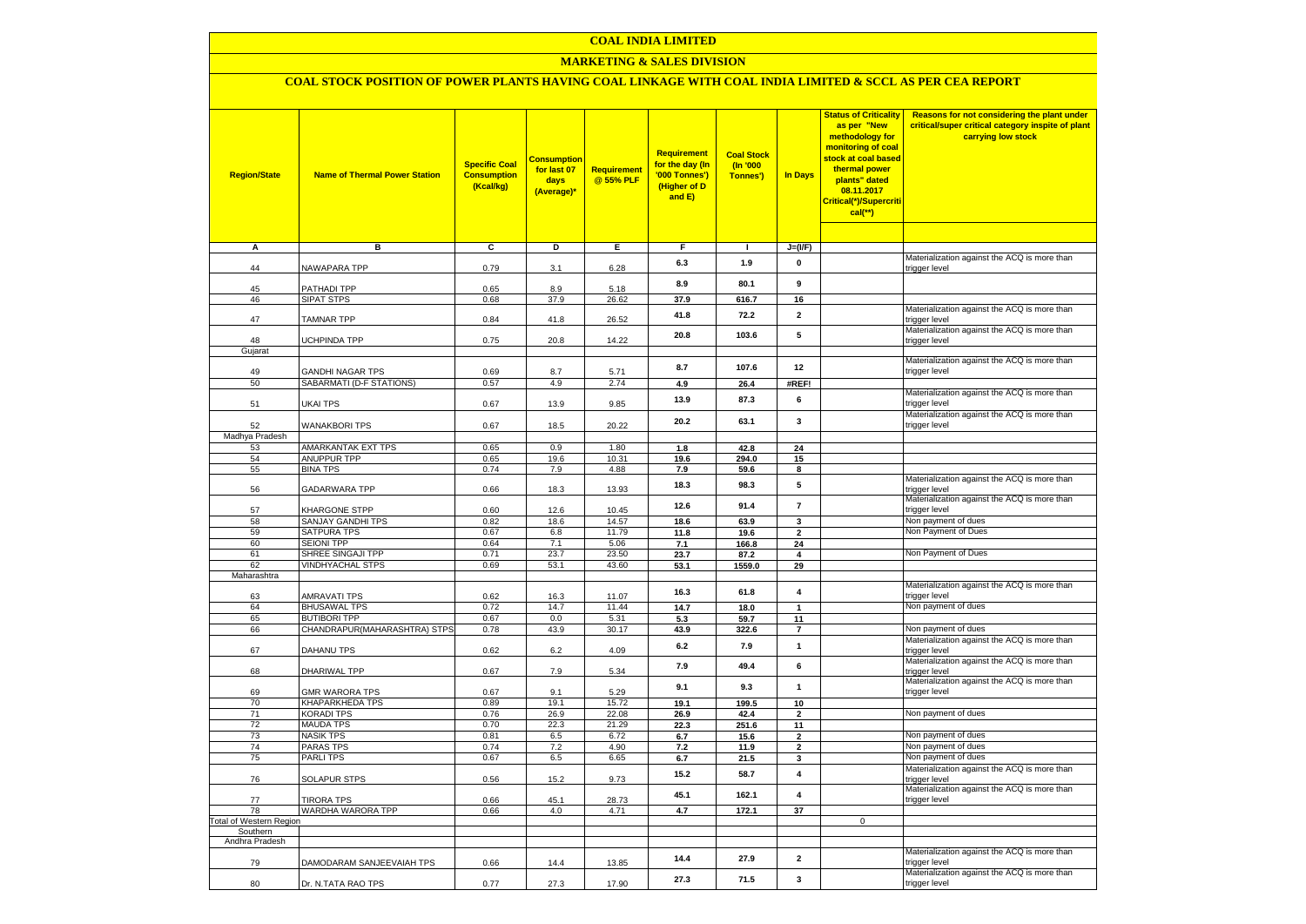# COAL INDIA LIMITED

## MARKETING & SALES DIVISION

### COAL STOCK POSITION OF POWER PLANTS HAVING COAL LINKAGE WITH COAL INDIA LIMITED & SCCL AS PER CEA REPORT

| Region/State | Name of Thermal Power Station | Specific Coal Consumption (Kcal/kg) | Consumption for last 07 days (Average)* | Requirement @ 55% PLF | Requirement for the day (In '000 Tonnes') (Higher of D and E) | Coal Stock (In '000 Tonnes') | In Days | Status of Criticality as per "New methodology for monitoring of coal stock at coal based thermal power plants" dated 08.11.2017 Critical(*)/Supercritical(**) | Reasons for not considering the plant under critical/super critical category inspite of plant carrying low stock |
|---|---|---|---|---|---|---|---|---|---|
| A | B | C | D | E | F | I | J=(I/F) | | |
| 44 | NAWAPARA TPP | 0.79 | 3.1 | 6.28 | 6.3 | 1.9 | 0 | | Materialization against the ACQ is more than trigger level |
| 45 | PATHADI TPP | 0.65 | 8.9 | 5.18 | 8.9 | 80.1 | 9 | | |
| 46 | SIPAT STPS | 0.68 | 37.9 | 26.62 | 37.9 | 616.7 | 16 | | |
| 47 | TAMNAR TPP | 0.84 | 41.8 | 26.52 | 41.8 | 72.2 | 2 | | Materialization against the ACQ is more than trigger level |
| 48 | UCHPINDA TPP | 0.75 | 20.8 | 14.22 | 20.8 | 103.6 | 5 | | Materialization against the ACQ is more than trigger level |
| Gujarat | | | | | | | | | |
| 49 | GANDHI NAGAR TPS | 0.69 | 8.7 | 5.71 | 8.7 | 107.6 | 12 | | Materialization against the ACQ is more than trigger level |
| 50 | SABARMATI (D-F STATIONS) | 0.57 | 4.9 | 2.74 | 4.9 | 26.4 | #REF! | | |
| 51 | UKAI TPS | 0.67 | 13.9 | 9.85 | 13.9 | 87.3 | 6 | | Materialization against the ACQ is more than trigger level |
| 52 | WANAKBORI TPS | 0.67 | 18.5 | 20.22 | 20.2 | 63.1 | 3 | | Materialization against the ACQ is more than trigger level |
| Madhya Pradesh | | | | | | | | | |
| 53 | AMARKANTAK EXT TPS | 0.65 | 0.9 | 1.80 | 1.8 | 42.8 | 24 | | |
| 54 | ANUPPUR TPP | 0.65 | 19.6 | 10.31 | 19.6 | 294.0 | 15 | | |
| 55 | BINA TPS | 0.74 | 7.9 | 4.88 | 7.9 | 59.6 | 8 | | |
| 56 | GADARWARA TPP | 0.66 | 18.3 | 13.93 | 18.3 | 98.3 | 5 | | Materialization against the ACQ is more than trigger level |
| 57 | KHARGONE STPP | 0.60 | 12.6 | 10.45 | 12.6 | 91.4 | 7 | | Materialization against the ACQ is more than trigger level |
| 58 | SANJAY GANDHI TPS | 0.82 | 18.6 | 14.57 | 18.6 | 63.9 | 3 | | Non payment of dues |
| 59 | SATPURA TPS | 0.67 | 6.8 | 11.79 | 11.8 | 19.6 | 2 | | Non Payment of Dues |
| 60 | SEIONI TPP | 0.64 | 7.1 | 5.06 | 7.1 | 166.8 | 24 | | |
| 61 | SHREE SINGAJI TPP | 0.71 | 23.7 | 23.50 | 23.7 | 87.2 | 4 | | Non Payment of Dues |
| 62 | VINDHYACHAL STPS | 0.69 | 53.1 | 43.60 | 53.1 | 1559.0 | 29 | | |
| Maharashtra | | | | | | | | | |
| 63 | AMRAVATI TPS | 0.62 | 16.3 | 11.07 | 16.3 | 61.8 | 4 | | Materialization against the ACQ is more than trigger level |
| 64 | BHUSAWAL TPS | 0.72 | 14.7 | 11.44 | 14.7 | 18.0 | 1 | | Non payment of dues |
| 65 | BUTIBORI TPP | 0.67 | 0.0 | 5.31 | 5.3 | 59.7 | 11 | | |
| 66 | CHANDRAPUR(MAHARASHTRA) STPS | 0.78 | 43.9 | 30.17 | 43.9 | 322.6 | 7 | | Non payment of dues |
| 67 | DAHANU TPS | 0.62 | 6.2 | 4.09 | 6.2 | 7.9 | 1 | | Materialization against the ACQ is more than trigger level |
| 68 | DHARIWAL TPP | 0.67 | 7.9 | 5.34 | 7.9 | 49.4 | 6 | | Materialization against the ACQ is more than trigger level |
| 69 | GMR WARORA TPS | 0.67 | 9.1 | 5.29 | 9.1 | 9.3 | 1 | | Materialization against the ACQ is more than trigger level |
| 70 | KHAPARKHEDA TPS | 0.89 | 19.1 | 15.72 | 19.1 | 199.5 | 10 | | |
| 71 | KORADI TPS | 0.76 | 26.9 | 22.08 | 26.9 | 42.4 | 2 | | Non payment of dues |
| 72 | MAUDA TPS | 0.70 | 22.3 | 21.29 | 22.3 | 251.6 | 11 | | |
| 73 | NASIK TPS | 0.81 | 6.5 | 6.72 | 6.7 | 15.6 | 2 | | Non payment of dues |
| 74 | PARAS TPS | 0.74 | 7.2 | 4.90 | 7.2 | 11.9 | 2 | | Non payment of dues |
| 75 | PARLI TPS | 0.67 | 6.5 | 6.65 | 6.7 | 21.5 | 3 | | Non payment of dues |
| 76 | SOLAPUR STPS | 0.56 | 15.2 | 9.73 | 15.2 | 58.7 | 4 | | Materialization against the ACQ is more than trigger level |
| 77 | TIRORA TPS | 0.66 | 45.1 | 28.73 | 45.1 | 162.1 | 4 | | Materialization against the ACQ is more than trigger level |
| 78 | WARDHA WARORA TPP | 0.66 | 4.0 | 4.71 | 4.7 | 172.1 | 37 | | |
| Total of Western Region | | | | | | | | 0 | |
| Southern | | | | | | | | | |
| Andhra Pradesh | | | | | | | | | |
| 79 | DAMODARAM SANJEEVAIAH TPS | 0.66 | 14.4 | 13.85 | 14.4 | 27.9 | 2 | | Materialization against the ACQ is more than trigger level |
| 80 | Dr. N.TATA RAO TPS | 0.77 | 27.3 | 17.90 | 27.3 | 71.5 | 3 | | Materialization against the ACQ is more than trigger level |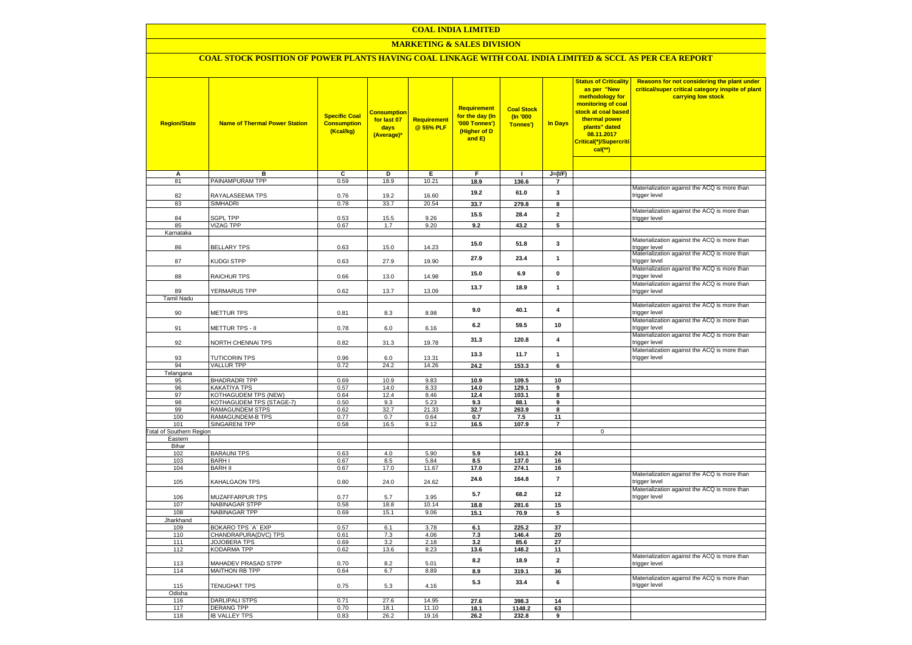# COAL INDIA LIMITED

## MARKETING & SALES DIVISION

### COAL STOCK POSITION OF POWER PLANTS HAVING COAL LINKAGE WITH COAL INDIA LIMITED & SCCL AS PER CEA REPORT

| Region/State | Name of Thermal Power Station | Specific Coal Consumption (Kcal/kg) | Consumption for last 07 days (Average)* | Requirement @ 55% PLF | Requirement for the day (In '000 Tonnes') (Higher of D and E) | Coal Stock (In '000 Tonnes') | In Days | Status of Criticality as per "New methodology for monitoring of coal stock at coal based thermal power plants" dated 08.11.2017 Critical(*)/Supercritical(**) | Reasons for not considering the plant under critical/super critical category inspite of plant carrying low stock |
|---|---|---|---|---|---|---|---|---|---|
| A | B | C | D | E | F | I | J=(I/F) | | |
| 81 | PAINAMPURAM TPP | 0.59 | 18.9 | 10.21 | 18.9 | 136.6 | 7 | | |
| 82 | RAYALASEEMA TPS | 0.76 | 19.2 | 16.60 | 19.2 | 61.0 | 3 | | Materialization against the ACQ is more than trigger level |
| 83 | SIMHADRI | 0.78 | 33.7 | 20.54 | 33.7 | 279.8 | 8 | | |
| 84 | SGPL TPP | 0.53 | 15.5 | 9.26 | 15.5 | 28.4 | 2 | | Materialization against the ACQ is more than trigger level |
| 85 | VIZAG TPP | 0.67 | 1.7 | 9.20 | 9.2 | 43.2 | 5 | | |
| Karnataka | | | | | | | | | |
| 86 | BELLARY TPS | 0.63 | 15.0 | 14.23 | 15.0 | 51.8 | 3 | | Materialization against the ACQ is more than trigger level |
| 87 | KUDGI STPP | 0.63 | 27.9 | 19.90 | 27.9 | 23.4 | 1 | | Materialization against the ACQ is more than trigger level |
| 88 | RAICHUR TPS | 0.66 | 13.0 | 14.98 | 15.0 | 6.9 | 0 | | Materialization against the ACQ is more than trigger level |
| 89 | YERMARUS TPP | 0.62 | 13.7 | 13.09 | 13.7 | 18.9 | 1 | | Materialization against the ACQ is more than trigger level |
| Tamil Nadu | | | | | | | | | |
| 90 | METTUR TPS | 0.81 | 8.3 | 8.98 | 9.0 | 40.1 | 4 | | Materialization against the ACQ is more than trigger level |
| 91 | METTUR TPS - II | 0.78 | 6.0 | 6.16 | 6.2 | 59.5 | 10 | | Materialization against the ACQ is more than trigger level |
| 92 | NORTH CHENNAI TPS | 0.82 | 31.3 | 19.78 | 31.3 | 120.8 | 4 | | Materialization against the ACQ is more than trigger level |
| 93 | TUTICORIN TPS | 0.96 | 6.0 | 13.31 | 13.3 | 11.7 | 1 | | Materialization against the ACQ is more than trigger level |
| 94 | VALLUR TPP | 0.72 | 24.2 | 14.26 | 24.2 | 153.3 | 6 | | |
| Telangana | | | | | | | | | |
| 95 | BHADRADRI TPP | 0.69 | 10.9 | 9.83 | 10.9 | 109.5 | 10 | | |
| 96 | KAKATIYA TPS | 0.57 | 14.0 | 8.33 | 14.0 | 129.1 | 9 | | |
| 97 | KOTHAGUDEM TPS (NEW) | 0.64 | 12.4 | 8.46 | 12.4 | 103.1 | 8 | | |
| 98 | KOTHAGUDEM TPS (STAGE-7) | 0.50 | 9.3 | 5.23 | 9.3 | 88.1 | 9 | | |
| 99 | RAMAGUNDEM STPS | 0.62 | 32.7 | 21.33 | 32.7 | 263.9 | 8 | | |
| 100 | RAMAGUNDEM-B TPS | 0.77 | 0.7 | 0.64 | 0.7 | 7.5 | 11 | | |
| 101 | SINGARENI TPP | 0.58 | 16.5 | 9.12 | 16.5 | 107.9 | 7 | | |
| Total of Southern Region | | | | | | | | 0 | |
| Eastern | | | | | | | | | |
| Bihar | | | | | | | | | |
| 102 | BARAUNI TPS | 0.63 | 4.0 | 5.90 | 5.9 | 143.1 | 24 | | |
| 103 | BARH I | 0.67 | 8.5 | 5.84 | 8.5 | 137.0 | 16 | | |
| 104 | BARH II | 0.67 | 17.0 | 11.67 | 17.0 | 274.1 | 16 | | |
| 105 | KAHALGAON TPS | 0.80 | 24.0 | 24.62 | 24.6 | 164.8 | 7 | | Materialization against the ACQ is more than trigger level |
| 106 | MUZAFFARPUR TPS | 0.77 | 5.7 | 3.95 | 5.7 | 68.2 | 12 | | Materialization against the ACQ is more than trigger level |
| 107 | NABINAGAR STPP | 0.58 | 18.8 | 10.14 | 18.8 | 281.6 | 15 | | |
| 108 | NABINAGAR TPP | 0.69 | 15.1 | 9.06 | 15.1 | 70.9 | 5 | | |
| Jharkhand | | | | | | | | | |
| 109 | BOKARO TPS `A` EXP | 0.57 | 6.1 | 3.78 | 6.1 | 225.2 | 37 | | |
| 110 | CHANDRAPURA(DVC) TPS | 0.61 | 7.3 | 4.06 | 7.3 | 146.4 | 20 | | |
| 111 | JOJOBERA TPS | 0.69 | 3.2 | 2.18 | 3.2 | 85.6 | 27 | | |
| 112 | KODARMA TPP | 0.62 | 13.6 | 8.23 | 13.6 | 148.2 | 11 | | |
| 113 | MAHADEV PRASAD STPP | 0.70 | 8.2 | 5.01 | 8.2 | 18.9 | 2 | | Materialization against the ACQ is more than trigger level |
| 114 | MAITHON RB TPP | 0.64 | 6.7 | 8.89 | 8.9 | 319.1 | 36 | | |
| 115 | TENUGHAT TPS | 0.75 | 5.3 | 4.16 | 5.3 | 33.4 | 6 | | Materialization against the ACQ is more than trigger level |
| Odisha | | | | | | | | | |
| 116 | DARLIPALI STPS | 0.71 | 27.6 | 14.95 | 27.6 | 398.3 | 14 | | |
| 117 | DERANG TPP | 0.70 | 18.1 | 11.10 | 18.1 | 1148.2 | 63 | | |
| 118 | IB VALLEY TPS | 0.83 | 26.2 | 19.16 | 26.2 | 232.8 | 9 | | |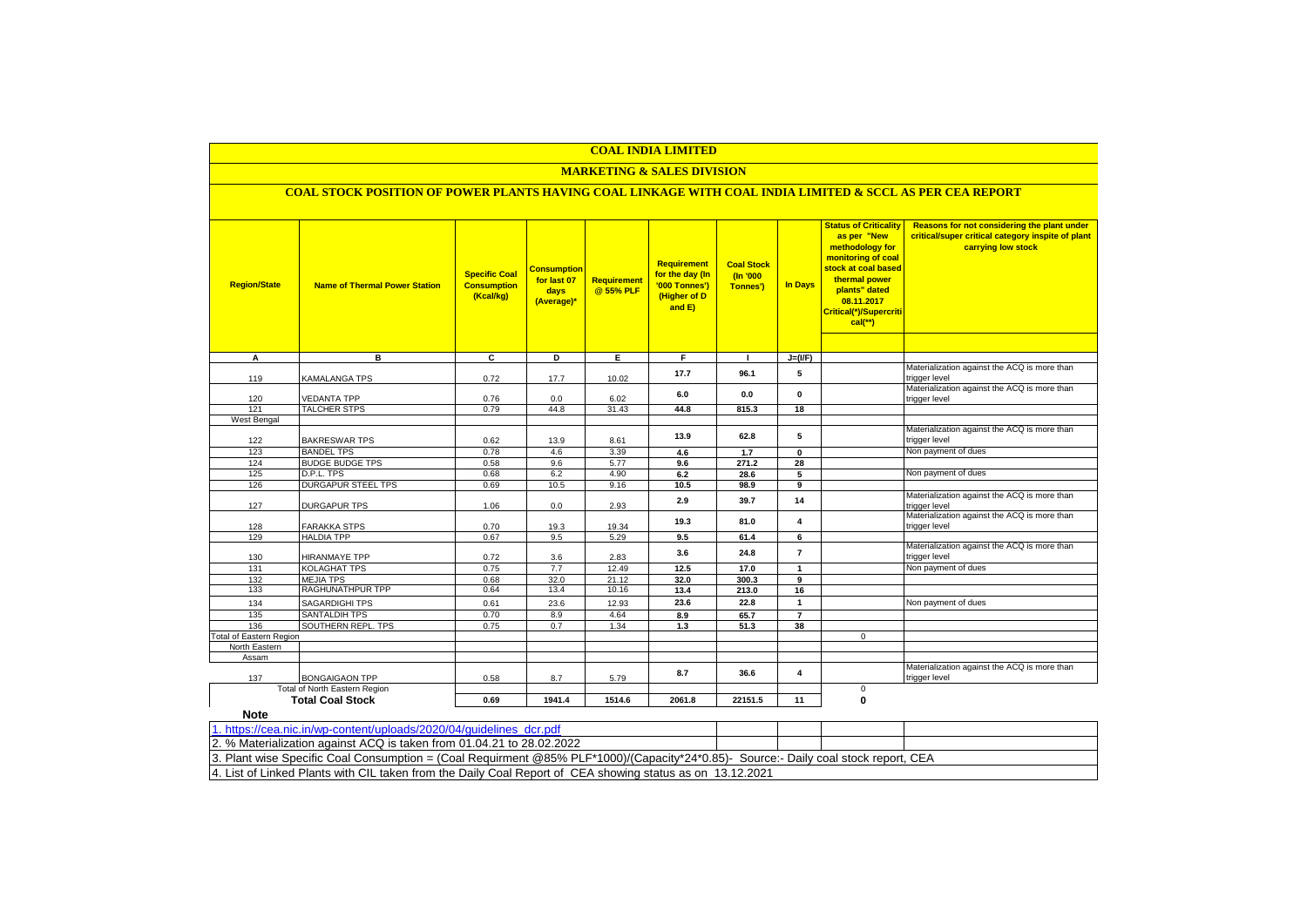# COAL INDIA LIMITED

## MARKETING & SALES DIVISION

### COAL STOCK POSITION OF POWER PLANTS HAVING COAL LINKAGE WITH COAL INDIA LIMITED & SCCL AS PER CEA REPORT

| Region/State | Name of Thermal Power Station | Specific Coal Consumption (Kcal/kg) | Consumption for last 07 days (Average)* | Requirement @ 55% PLF | Requirement for the day (In '000 Tonnes') (Higher of D and E) | Coal Stock (In '000 Tonnes') | In Days | Status of Criticality as per "New methodology for monitoring of coal stock at coal based thermal power plants" dated 08.11.2017 Critical(*)/Supercritical(**) | Reasons for not considering the plant under critical/super critical category inspite of plant carrying low stock |
|---|---|---|---|---|---|---|---|---|---|
| A | B | C | D | E | F | I | J=(I/F) | | |
| 119 | KAMALANGA TPS | 0.72 | 17.7 | 10.02 | 17.7 | 96.1 | 5 | | Materialization against the ACQ is more than trigger level |
| 120 | VEDANTA TPP | 0.76 | 0.0 | 6.02 | 6.0 | 0.0 | 0 | | Materialization against the ACQ is more than trigger level |
| 121 | TALCHER STPS | 0.79 | 44.8 | 31.43 | 44.8 | 815.3 | 18 | | |
| West Bengal | | | | | | | | | |
| 122 | BAKRESWAR TPS | 0.62 | 13.9 | 8.61 | 13.9 | 62.8 | 5 | | Materialization against the ACQ is more than trigger level |
| 123 | BANDEL TPS | 0.78 | 4.6 | 3.39 | 4.6 | 1.7 | 0 | | Non payment of dues |
| 124 | BUDGE BUDGE TPS | 0.58 | 9.6 | 5.77 | 9.6 | 271.2 | 28 | | |
| 125 | D.P.L. TPS | 0.68 | 6.2 | 4.90 | 6.2 | 28.6 | 5 | | Non payment of dues |
| 126 | DURGAPUR STEEL TPS | 0.69 | 10.5 | 9.16 | 10.5 | 98.9 | 9 | | |
| 127 | DURGAPUR TPS | 1.06 | 0.0 | 2.93 | 2.9 | 39.7 | 14 | | Materialization against the ACQ is more than trigger level |
| 128 | FARAKKA STPS | 0.70 | 19.3 | 19.34 | 19.3 | 81.0 | 4 | | Materialization against the ACQ is more than trigger level |
| 129 | HALDIA TPP | 0.67 | 9.5 | 5.29 | 9.5 | 61.4 | 6 | | |
| 130 | HIRANMAYE TPP | 0.72 | 3.6 | 2.83 | 3.6 | 24.8 | 7 | | Materialization against the ACQ is more than trigger level |
| 131 | KOLAGHAT TPS | 0.75 | 7.7 | 12.49 | 12.5 | 17.0 | 1 | | Non payment of dues |
| 132 | MEJIA TPS | 0.68 | 32.0 | 21.12 | 32.0 | 300.3 | 9 | | |
| 133 | RAGHUNATHPUR TPP | 0.64 | 13.4 | 10.16 | 13.4 | 213.0 | 16 | | |
| 134 | SAGARDIGHI TPS | 0.61 | 23.6 | 12.93 | 23.6 | 22.8 | 1 | | Non payment of dues |
| 135 | SANTALDIH TPS | 0.70 | 8.9 | 4.64 | 8.9 | 65.7 | 7 | | |
| 136 | SOUTHERN REPL. TPS | 0.75 | 0.7 | 1.34 | 1.3 | 51.3 | 38 | | |
| Total of Eastern Region | | | | | | | | 0 | |
| North Eastern | | | | | | | | | |
| Assam | | | | | | | | | |
| 137 | BONGAIGAON TPP | 0.58 | 8.7 | 5.79 | 8.7 | 36.6 | 4 | | Materialization against the ACQ is more than trigger level |
| Total of North Eastern Region | | | | | | | | 0 | |
| Total Coal Stock | | 0.69 | 1941.4 | 1514.6 | 2061.8 | 22151.5 | 11 | 0 | |

**Note**

1. https://cea.nic.in/wp-content/uploads/2020/04/guidelines_dcr.pdf
2. % Materialization against ACQ is taken from 01.04.21 to 28.02.2022
3. Plant wise Specific Coal Consumption = (Coal Requirment @85% PLF*1000)/(Capacity*24*0.85)- Source:- Daily coal stock report, CEA
4. List of Linked Plants with CIL taken from the Daily Coal Report of CEA showing status as on 13.12.2021